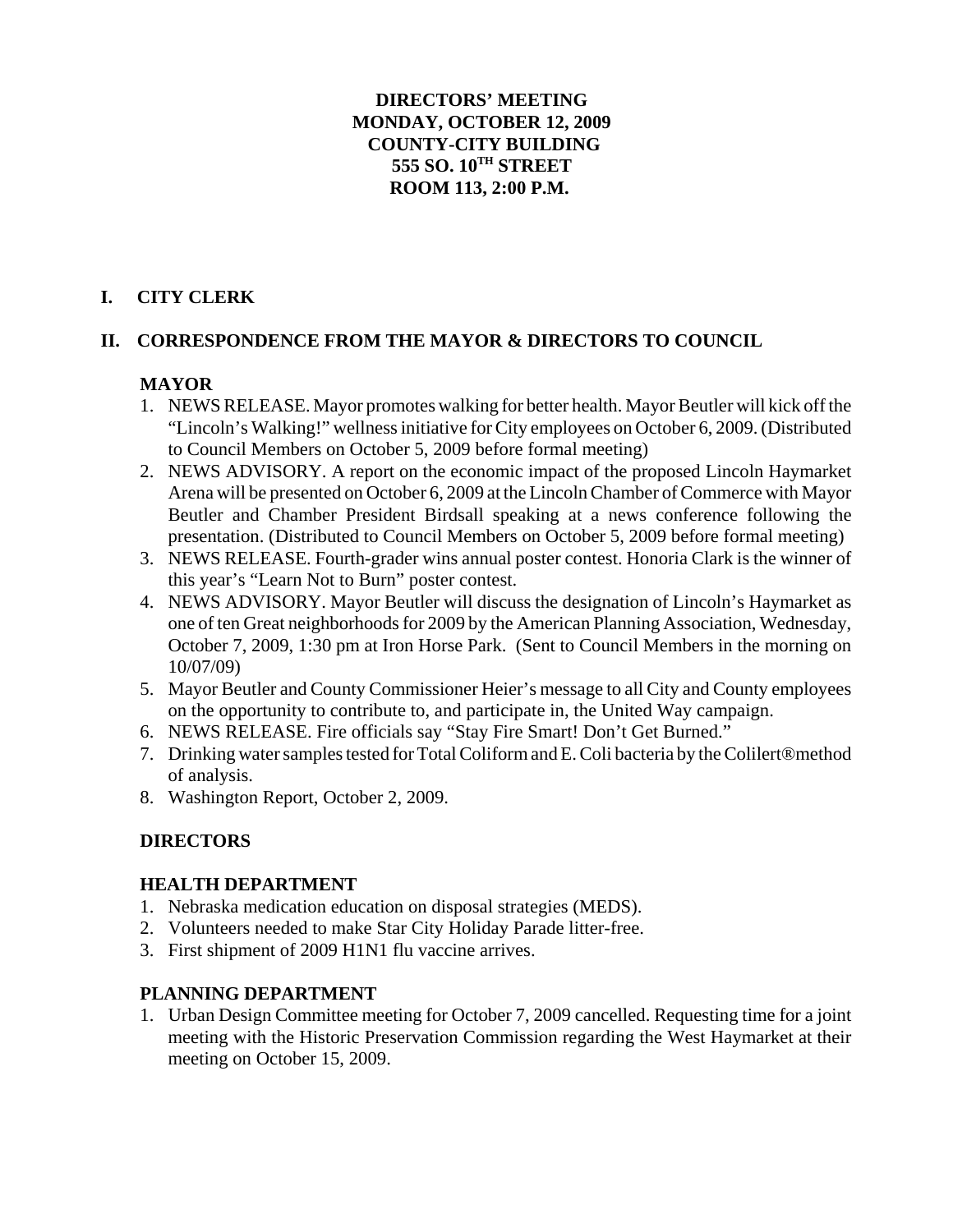**DIRECTORS' MEETING**
**MONDAY, OCTOBER 12, 2009**
**COUNTY-CITY BUILDING**
**555 SO. 10TH STREET**
**ROOM 113, 2:00 P.M.**

## I. CITY CLERK

## II. CORRESPONDENCE FROM THE MAYOR & DIRECTORS TO COUNCIL

### MAYOR

1. NEWS RELEASE. Mayor promotes walking for better health. Mayor Beutler will kick off the "Lincoln's Walking!" wellness initiative for City employees on October 6, 2009. (Distributed to Council Members on October 5, 2009 before formal meeting)
2. NEWS ADVISORY. A report on the economic impact of the proposed Lincoln Haymarket Arena will be presented on October 6, 2009 at the Lincoln Chamber of Commerce with Mayor Beutler and Chamber President Birdsall speaking at a news conference following the presentation. (Distributed to Council Members on October 5, 2009 before formal meeting)
3. NEWS RELEASE. Fourth-grader wins annual poster contest. Honoria Clark is the winner of this year's "Learn Not to Burn" poster contest.
4. NEWS ADVISORY. Mayor Beutler will discuss the designation of Lincoln's Haymarket as one of ten Great neighborhoods for 2009 by the American Planning Association, Wednesday, October 7, 2009, 1:30 pm at Iron Horse Park. (Sent to Council Members in the morning on 10/07/09)
5. Mayor Beutler and County Commissioner Heier's message to all City and County employees on the opportunity to contribute to, and participate in, the United Way campaign.
6. NEWS RELEASE. Fire officials say "Stay Fire Smart! Don't Get Burned."
7. Drinking water samples tested for Total Coliform and E. Coli bacteria by the Colilert®method of analysis.
8. Washington Report, October 2, 2009.

### DIRECTORS

### HEALTH DEPARTMENT

1. Nebraska medication education on disposal strategies (MEDS).
2. Volunteers needed to make Star City Holiday Parade litter-free.
3. First shipment of 2009 H1N1 flu vaccine arrives.

### PLANNING DEPARTMENT

1. Urban Design Committee meeting for October 7, 2009 cancelled. Requesting time for a joint meeting with the Historic Preservation Commission regarding the West Haymarket at their meeting on October 15, 2009.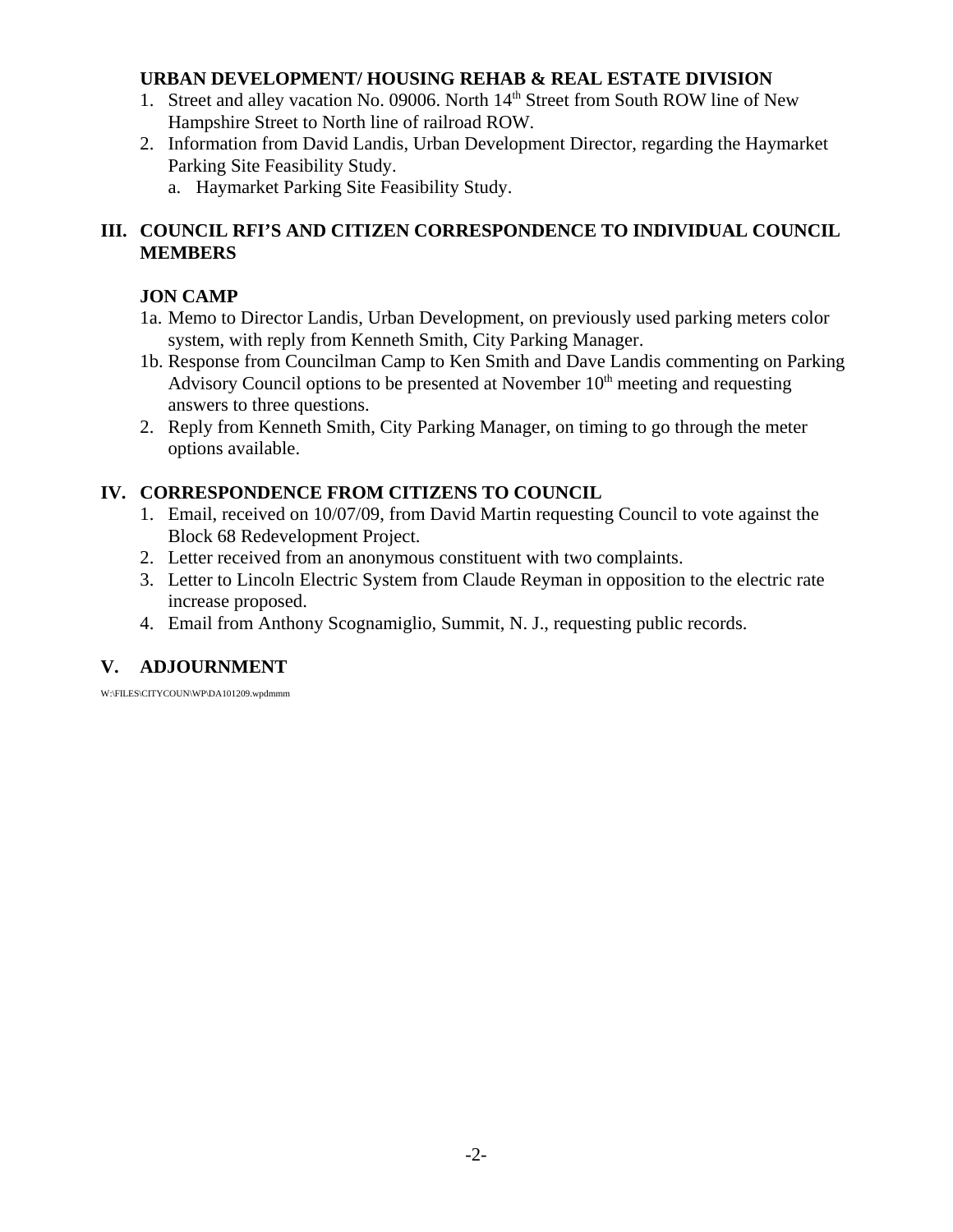### URBAN DEVELOPMENT/ HOUSING REHAB & REAL ESTATE DIVISION

1. Street and alley vacation No. 09006. North 14th Street from South ROW line of New Hampshire Street to North line of railroad ROW.
2. Information from David Landis, Urban Development Director, regarding the Haymarket Parking Site Feasibility Study.
   a. Haymarket Parking Site Feasibility Study.

## III. COUNCIL RFI'S AND CITIZEN CORRESPONDENCE TO INDIVIDUAL COUNCIL MEMBERS

### JON CAMP

1a. Memo to Director Landis, Urban Development, on previously used parking meters color system, with reply from Kenneth Smith, City Parking Manager.

1b. Response from Councilman Camp to Ken Smith and Dave Landis commenting on Parking Advisory Council options to be presented at November 10th meeting and requesting answers to three questions.

2. Reply from Kenneth Smith, City Parking Manager, on timing to go through the meter options available.

## IV. CORRESPONDENCE FROM CITIZENS TO COUNCIL

1. Email, received on 10/07/09, from David Martin requesting Council to vote against the Block 68 Redevelopment Project.
2. Letter received from an anonymous constituent with two complaints.
3. Letter to Lincoln Electric System from Claude Reyman in opposition to the electric rate increase proposed.
4. Email from Anthony Scognamiglio, Summit, N. J., requesting public records.

## V. ADJOURNMENT

W:\FILES\CITYCOUN\WP\DA101209.wpdmmm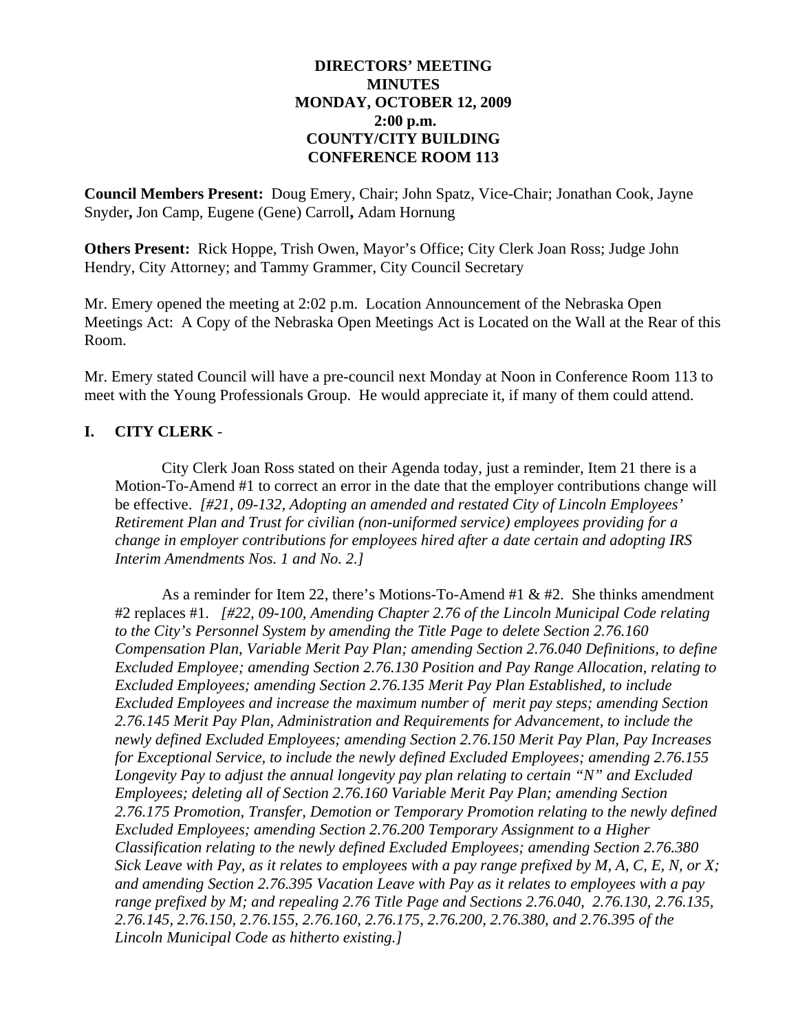**DIRECTORS' MEETING**
**MINUTES**
**MONDAY, OCTOBER 12, 2009**
**2:00 p.m.**
**COUNTY/CITY BUILDING**
**CONFERENCE ROOM 113**

**Council Members Present:** Doug Emery, Chair; John Spatz, Vice-Chair; Jonathan Cook, Jayne Snyder**,** Jon Camp, Eugene (Gene) Carroll**,** Adam Hornung

**Others Present:** Rick Hoppe, Trish Owen, Mayor's Office; City Clerk Joan Ross; Judge John Hendry, City Attorney; and Tammy Grammer, City Council Secretary

Mr. Emery opened the meeting at 2:02 p.m. Location Announcement of the Nebraska Open Meetings Act: A Copy of the Nebraska Open Meetings Act is Located on the Wall at the Rear of this Room.

Mr. Emery stated Council will have a pre-council next Monday at Noon in Conference Room 113 to meet with the Young Professionals Group. He would appreciate it, if many of them could attend.

## I. CITY CLERK -

City Clerk Joan Ross stated on their Agenda today, just a reminder, Item 21 there is a Motion-To-Amend #1 to correct an error in the date that the employer contributions change will be effective. *[#21, 09-132, Adopting an amended and restated City of Lincoln Employees' Retirement Plan and Trust for civilian (non-uniformed service) employees providing for a change in employer contributions for employees hired after a date certain and adopting IRS Interim Amendments Nos. 1 and No. 2.]*

As a reminder for Item 22, there's Motions-To-Amend #1 & #2. She thinks amendment #2 replaces #1. *[#22, 09-100, Amending Chapter 2.76 of the Lincoln Municipal Code relating to the City's Personnel System by amending the Title Page to delete Section 2.76.160 Compensation Plan, Variable Merit Pay Plan; amending Section 2.76.040 Definitions, to define Excluded Employee; amending Section 2.76.130 Position and Pay Range Allocation, relating to Excluded Employees; amending Section 2.76.135 Merit Pay Plan Established, to include Excluded Employees and increase the maximum number of merit pay steps; amending Section 2.76.145 Merit Pay Plan, Administration and Requirements for Advancement, to include the newly defined Excluded Employees; amending Section 2.76.150 Merit Pay Plan, Pay Increases for Exceptional Service, to include the newly defined Excluded Employees; amending 2.76.155 Longevity Pay to adjust the annual longevity pay plan relating to certain "N" and Excluded Employees; deleting all of Section 2.76.160 Variable Merit Pay Plan; amending Section 2.76.175 Promotion, Transfer, Demotion or Temporary Promotion relating to the newly defined Excluded Employees; amending Section 2.76.200 Temporary Assignment to a Higher Classification relating to the newly defined Excluded Employees; amending Section 2.76.380 Sick Leave with Pay, as it relates to employees with a pay range prefixed by M, A, C, E, N, or X; and amending Section 2.76.395 Vacation Leave with Pay as it relates to employees with a pay range prefixed by M; and repealing 2.76 Title Page and Sections 2.76.040, 2.76.130, 2.76.135, 2.76.145, 2.76.150, 2.76.155, 2.76.160, 2.76.175, 2.76.200, 2.76.380, and 2.76.395 of the Lincoln Municipal Code as hitherto existing.]*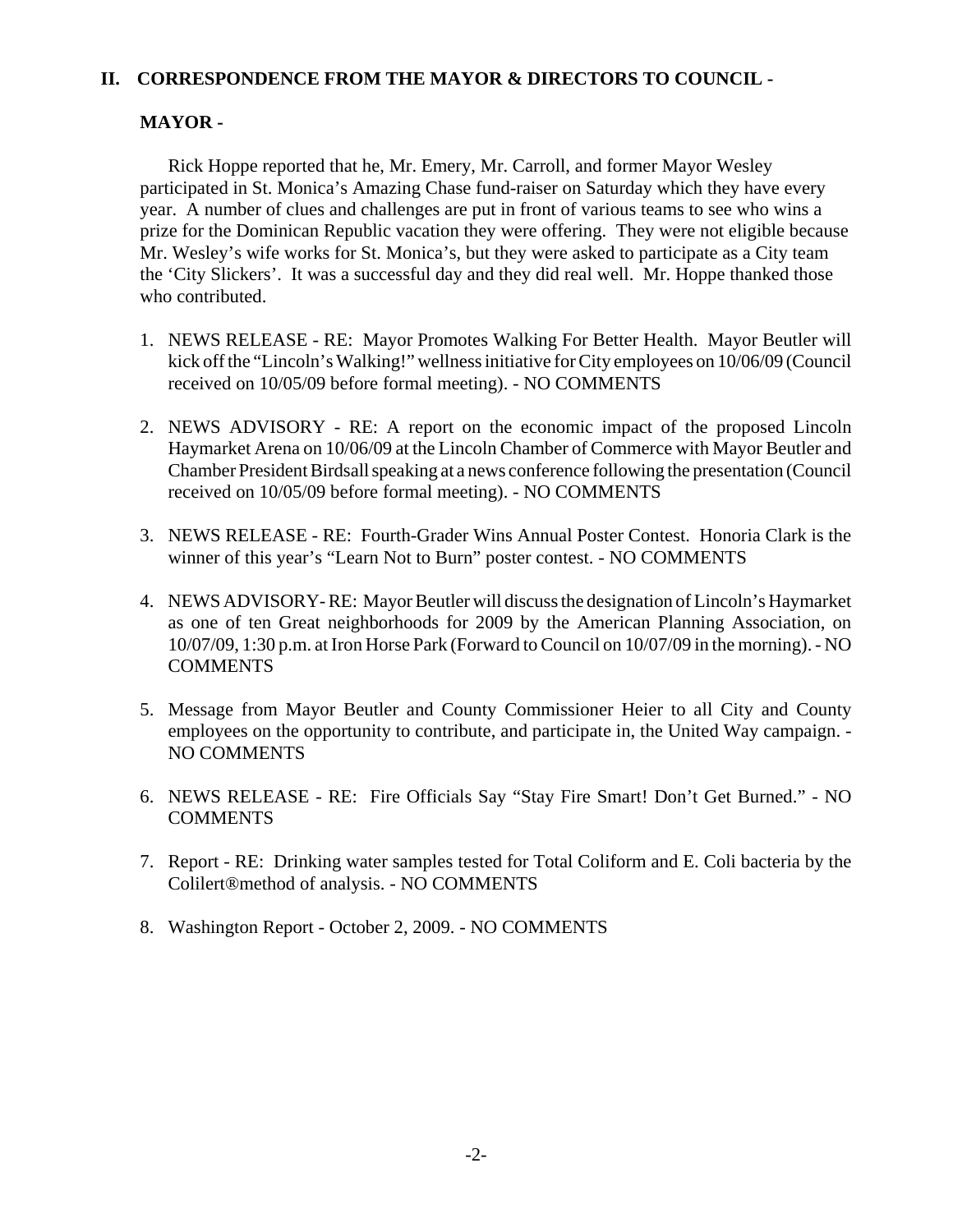## II. CORRESPONDENCE FROM THE MAYOR & DIRECTORS TO COUNCIL -

### MAYOR -

Rick Hoppe reported that he, Mr. Emery, Mr. Carroll, and former Mayor Wesley participated in St. Monica's Amazing Chase fund-raiser on Saturday which they have every year. A number of clues and challenges are put in front of various teams to see who wins a prize for the Dominican Republic vacation they were offering. They were not eligible because Mr. Wesley's wife works for St. Monica's, but they were asked to participate as a City team the 'City Slickers'. It was a successful day and they did real well. Mr. Hoppe thanked those who contributed.

1. NEWS RELEASE - RE: Mayor Promotes Walking For Better Health. Mayor Beutler will kick off the "Lincoln's Walking!" wellness initiative for City employees on 10/06/09 (Council received on 10/05/09 before formal meeting). - NO COMMENTS

2. NEWS ADVISORY - RE: A report on the economic impact of the proposed Lincoln Haymarket Arena on 10/06/09 at the Lincoln Chamber of Commerce with Mayor Beutler and Chamber President Birdsall speaking at a news conference following the presentation (Council received on 10/05/09 before formal meeting). - NO COMMENTS

3. NEWS RELEASE - RE: Fourth-Grader Wins Annual Poster Contest. Honoria Clark is the winner of this year's "Learn Not to Burn" poster contest. - NO COMMENTS

4. NEWS ADVISORY- RE: Mayor Beutler will discuss the designation of Lincoln's Haymarket as one of ten Great neighborhoods for 2009 by the American Planning Association, on 10/07/09, 1:30 p.m. at Iron Horse Park (Forward to Council on 10/07/09 in the morning). - NO COMMENTS

5. Message from Mayor Beutler and County Commissioner Heier to all City and County employees on the opportunity to contribute, and participate in, the United Way campaign. - NO COMMENTS

6. NEWS RELEASE - RE: Fire Officials Say "Stay Fire Smart! Don't Get Burned." - NO COMMENTS

7. Report - RE: Drinking water samples tested for Total Coliform and E. Coli bacteria by the Colilert®method of analysis. - NO COMMENTS

8. Washington Report - October 2, 2009. - NO COMMENTS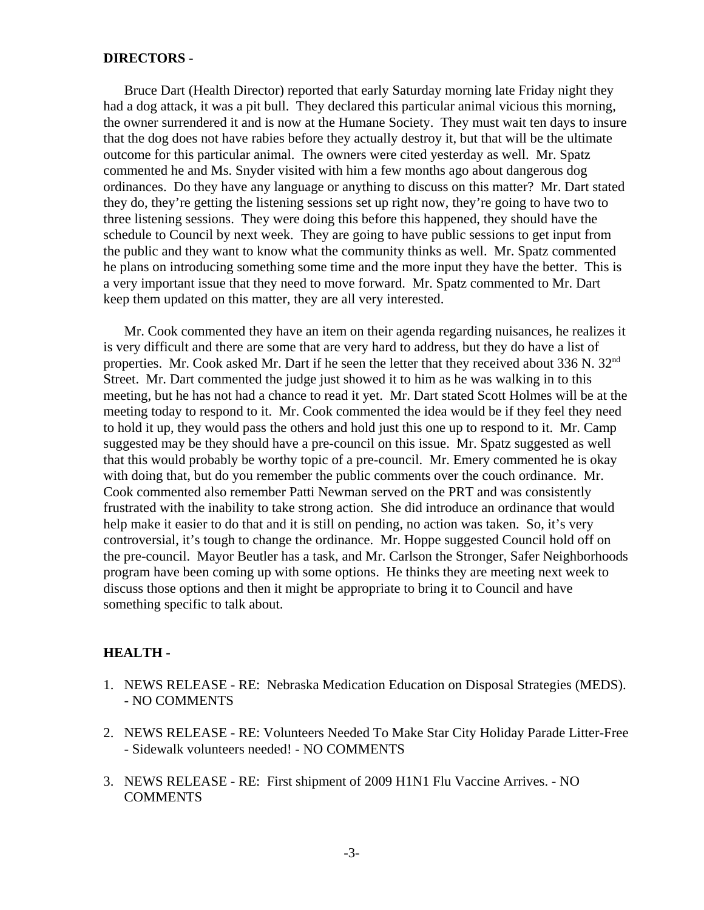**DIRECTORS -**

Bruce Dart (Health Director) reported that early Saturday morning late Friday night they had a dog attack, it was a pit bull. They declared this particular animal vicious this morning, the owner surrendered it and is now at the Humane Society. They must wait ten days to insure that the dog does not have rabies before they actually destroy it, but that will be the ultimate outcome for this particular animal. The owners were cited yesterday as well. Mr. Spatz commented he and Ms. Snyder visited with him a few months ago about dangerous dog ordinances. Do they have any language or anything to discuss on this matter? Mr. Dart stated they do, they're getting the listening sessions set up right now, they're going to have two to three listening sessions. They were doing this before this happened, they should have the schedule to Council by next week. They are going to have public sessions to get input from the public and they want to know what the community thinks as well. Mr. Spatz commented he plans on introducing something some time and the more input they have the better. This is a very important issue that they need to move forward. Mr. Spatz commented to Mr. Dart keep them updated on this matter, they are all very interested.

Mr. Cook commented they have an item on their agenda regarding nuisances, he realizes it is very difficult and there are some that are very hard to address, but they do have a list of properties. Mr. Cook asked Mr. Dart if he seen the letter that they received about 336 N. 32nd Street. Mr. Dart commented the judge just showed it to him as he was walking in to this meeting, but he has not had a chance to read it yet. Mr. Dart stated Scott Holmes will be at the meeting today to respond to it. Mr. Cook commented the idea would be if they feel they need to hold it up, they would pass the others and hold just this one up to respond to it. Mr. Camp suggested may be they should have a pre-council on this issue. Mr. Spatz suggested as well that this would probably be worthy topic of a pre-council. Mr. Emery commented he is okay with doing that, but do you remember the public comments over the couch ordinance. Mr. Cook commented also remember Patti Newman served on the PRT and was consistently frustrated with the inability to take strong action. She did introduce an ordinance that would help make it easier to do that and it is still on pending, no action was taken. So, it's very controversial, it's tough to change the ordinance. Mr. Hoppe suggested Council hold off on the pre-council. Mayor Beutler has a task, and Mr. Carlson the Stronger, Safer Neighborhoods program have been coming up with some options. He thinks they are meeting next week to discuss those options and then it might be appropriate to bring it to Council and have something specific to talk about.

**HEALTH -**

1. NEWS RELEASE - RE: Nebraska Medication Education on Disposal Strategies (MEDS). - NO COMMENTS

2. NEWS RELEASE - RE: Volunteers Needed To Make Star City Holiday Parade Litter-Free - Sidewalk volunteers needed! - NO COMMENTS

3. NEWS RELEASE - RE: First shipment of 2009 H1N1 Flu Vaccine Arrives. - NO COMMENTS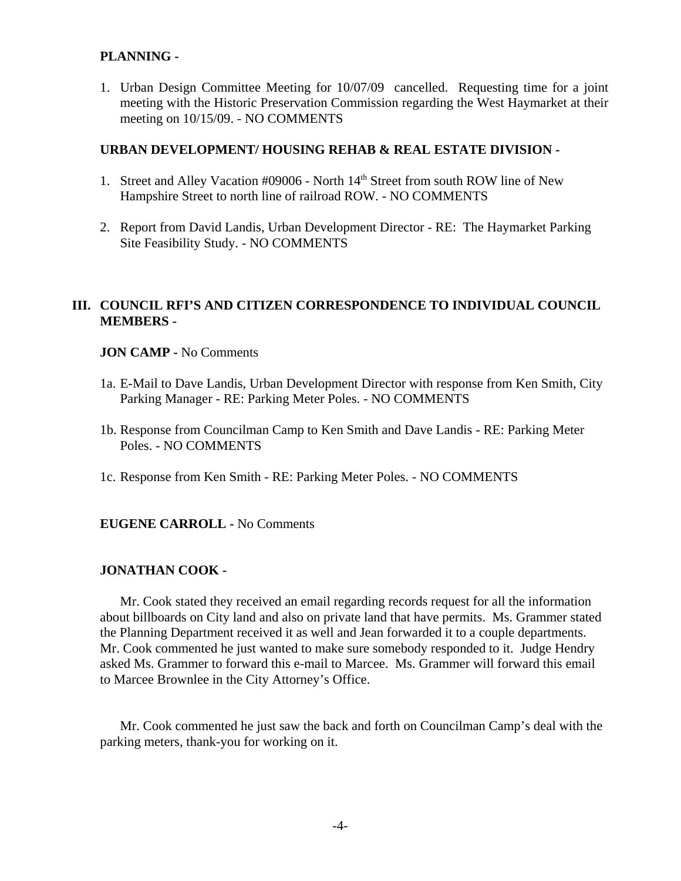**PLANNING -**

1. Urban Design Committee Meeting for 10/07/09 cancelled. Requesting time for a joint meeting with the Historic Preservation Commission regarding the West Haymarket at their meeting on 10/15/09. - NO COMMENTS

**URBAN DEVELOPMENT/ HOUSING REHAB & REAL ESTATE DIVISION -**

1. Street and Alley Vacation #09006 - North 14th Street from south ROW line of New Hampshire Street to north line of railroad ROW. - NO COMMENTS

2. Report from David Landis, Urban Development Director - RE: The Haymarket Parking Site Feasibility Study. - NO COMMENTS

## III. COUNCIL RFI'S AND CITIZEN CORRESPONDENCE TO INDIVIDUAL COUNCIL MEMBERS -

**JON CAMP -** No Comments

1a. E-Mail to Dave Landis, Urban Development Director with response from Ken Smith, City Parking Manager - RE: Parking Meter Poles. - NO COMMENTS

1b. Response from Councilman Camp to Ken Smith and Dave Landis - RE: Parking Meter Poles. - NO COMMENTS

1c. Response from Ken Smith - RE: Parking Meter Poles. - NO COMMENTS

**EUGENE CARROLL -** No Comments

**JONATHAN COOK -**

Mr. Cook stated they received an email regarding records request for all the information about billboards on City land and also on private land that have permits. Ms. Grammer stated the Planning Department received it as well and Jean forwarded it to a couple departments. Mr. Cook commented he just wanted to make sure somebody responded to it. Judge Hendry asked Ms. Grammer to forward this e-mail to Marcee. Ms. Grammer will forward this email to Marcee Brownlee in the City Attorney's Office.

Mr. Cook commented he just saw the back and forth on Councilman Camp's deal with the parking meters, thank-you for working on it.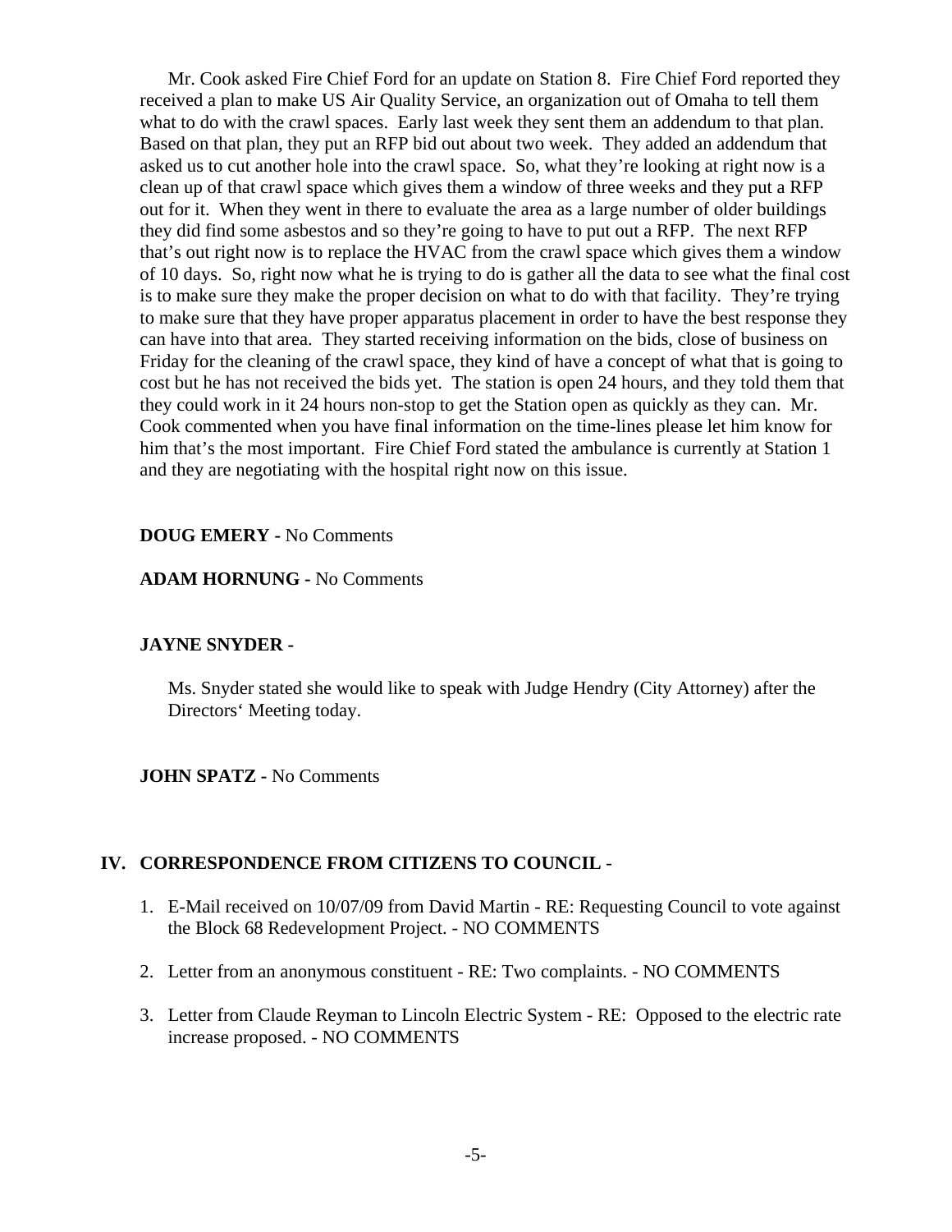Mr. Cook asked Fire Chief Ford for an update on Station 8. Fire Chief Ford reported they received a plan to make US Air Quality Service, an organization out of Omaha to tell them what to do with the crawl spaces. Early last week they sent them an addendum to that plan. Based on that plan, they put an RFP bid out about two week. They added an addendum that asked us to cut another hole into the crawl space. So, what they're looking at right now is a clean up of that crawl space which gives them a window of three weeks and they put a RFP out for it. When they went in there to evaluate the area as a large number of older buildings they did find some asbestos and so they're going to have to put out a RFP. The next RFP that's out right now is to replace the HVAC from the crawl space which gives them a window of 10 days. So, right now what he is trying to do is gather all the data to see what the final cost is to make sure they make the proper decision on what to do with that facility. They're trying to make sure that they have proper apparatus placement in order to have the best response they can have into that area. They started receiving information on the bids, close of business on Friday for the cleaning of the crawl space, they kind of have a concept of what that is going to cost but he has not received the bids yet. The station is open 24 hours, and they told them that they could work in it 24 hours non-stop to get the Station open as quickly as they can. Mr. Cook commented when you have final information on the time-lines please let him know for him that's the most important. Fire Chief Ford stated the ambulance is currently at Station 1 and they are negotiating with the hospital right now on this issue.

**DOUG EMERY -** No Comments

**ADAM HORNUNG -** No Comments

**JAYNE SNYDER -**

Ms. Snyder stated she would like to speak with Judge Hendry (City Attorney) after the Directors' Meeting today.

**JOHN SPATZ -** No Comments

## IV. CORRESPONDENCE FROM CITIZENS TO COUNCIL -

1. E-Mail received on 10/07/09 from David Martin - RE: Requesting Council to vote against the Block 68 Redevelopment Project. - NO COMMENTS
2. Letter from an anonymous constituent - RE: Two complaints. - NO COMMENTS
3. Letter from Claude Reyman to Lincoln Electric System - RE: Opposed to the electric rate increase proposed. - NO COMMENTS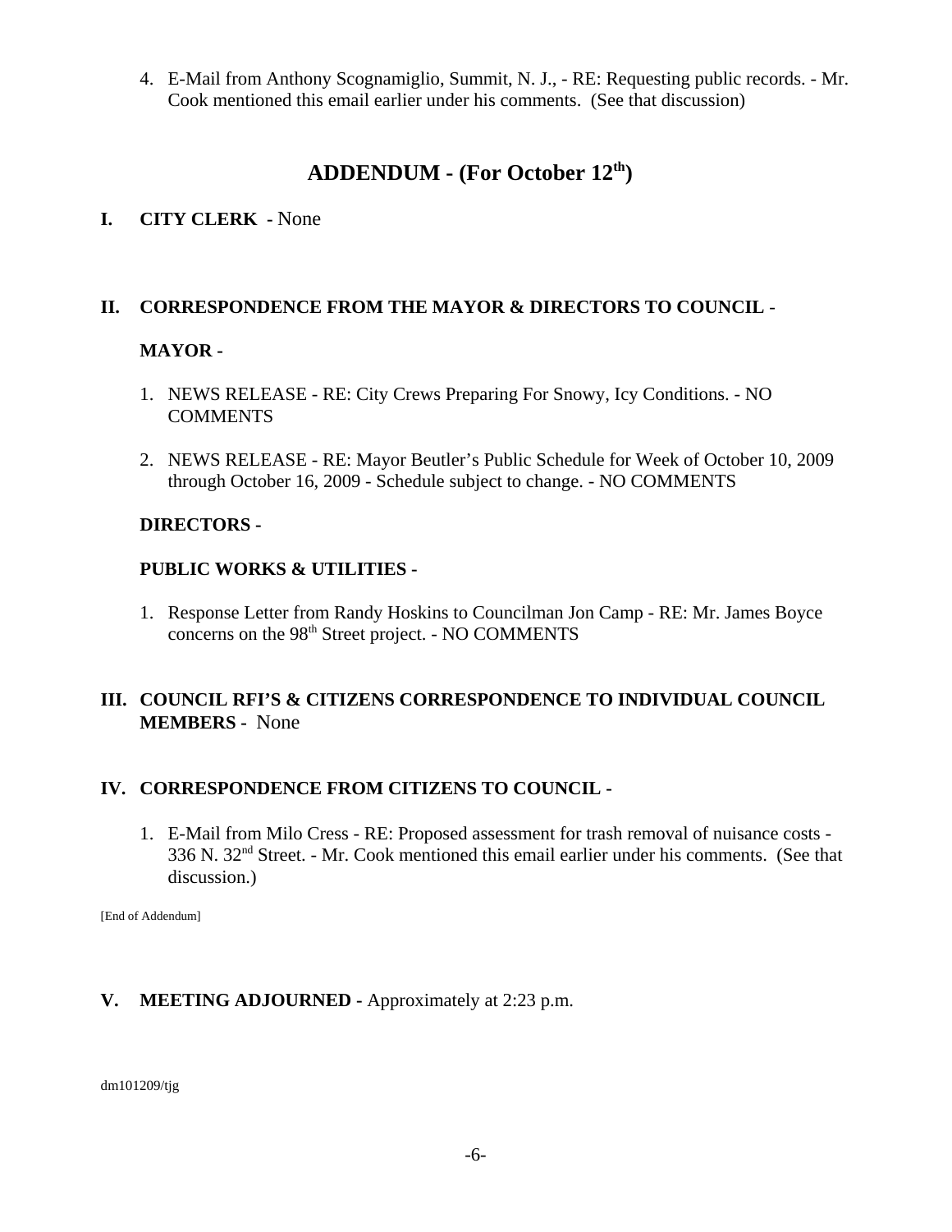4. E-Mail from Anthony Scognamiglio, Summit, N. J., - RE: Requesting public records. - Mr. Cook mentioned this email earlier under his comments. (See that discussion)

## ADDENDUM - (For October 12th)

**I. CITY CLERK** - None

**II. CORRESPONDENCE FROM THE MAYOR & DIRECTORS TO COUNCIL** -

**MAYOR -**

1. NEWS RELEASE - RE: City Crews Preparing For Snowy, Icy Conditions. - NO COMMENTS
2. NEWS RELEASE - RE: Mayor Beutler's Public Schedule for Week of October 10, 2009 through October 16, 2009 - Schedule subject to change. - NO COMMENTS

**DIRECTORS -**

**PUBLIC WORKS & UTILITIES -**

1. Response Letter from Randy Hoskins to Councilman Jon Camp - RE: Mr. James Boyce concerns on the 98th Street project. - NO COMMENTS

**III. COUNCIL RFI'S & CITIZENS CORRESPONDENCE TO INDIVIDUAL COUNCIL MEMBERS** - None

**IV. CORRESPONDENCE FROM CITIZENS TO COUNCIL -**

1. E-Mail from Milo Cress - RE: Proposed assessment for trash removal of nuisance costs - 336 N. 32nd Street. - Mr. Cook mentioned this email earlier under his comments. (See that discussion.)

[End of Addendum]

**V. MEETING ADJOURNED** - Approximately at 2:23 p.m.

dm101209/tjg